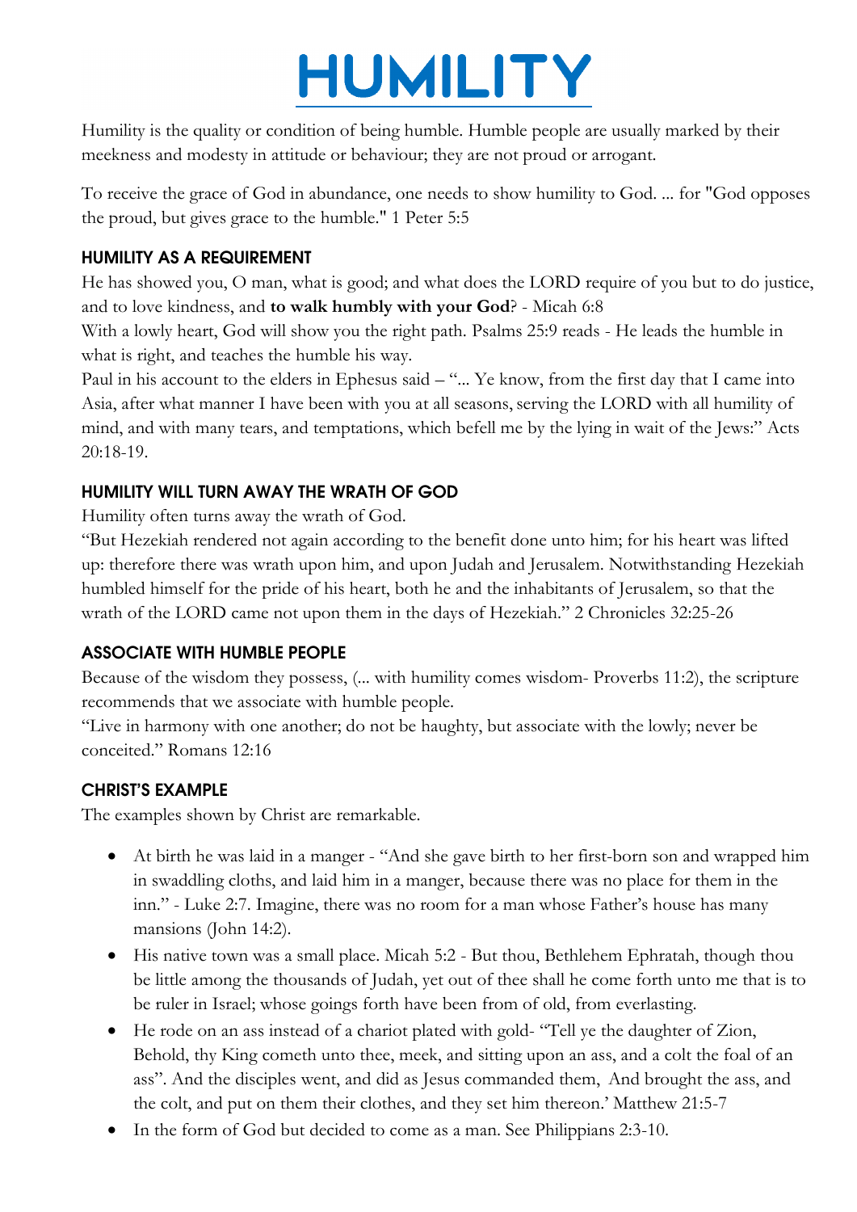# HUMILITY

Humility is the quality or condition of being humble. Humble people are usually marked by their meekness and modesty in attitude or behaviour; they are not proud or arrogant.

To receive the grace of God in abundance, one needs to show humility to God. ... for "God opposes the proud, but gives grace to the humble." 1 Peter 5:5

## HUMILITY AS A REQUIREMENT

He has showed you, O man, what is good; and what does the LORD require of you but to do justice, and to love kindness, and **to walk humbly with your God**? - Micah 6:8

With a lowly heart, God will show you the right path. Psalms 25:9 reads - He leads the humble in what is right, and teaches the humble his way.

Paul in his account to the elders in Ephesus said – "... Ye know, from the first day that I came into Asia, after what manner I have been with you at all seasons, serving the LORD with all humility of mind, and with many tears, and temptations, which befell me by the lying in wait of the Jews:" Acts 20:18-19.

## HUMILITY WILL TURN AWAY THE WRATH OF GOD

Humility often turns away the wrath of God.

"But Hezekiah rendered not again according to the benefit done unto him; for his heart was lifted up: therefore there was wrath upon him, and upon Judah and Jerusalem. Notwithstanding Hezekiah humbled himself for the pride of his heart, both he and the inhabitants of Jerusalem, so that the wrath of the LORD came not upon them in the days of Hezekiah." 2 Chronicles 32:25-26

## ASSOCIATE WITH HUMBLE PEOPLE

Because of the wisdom they possess, (... with humility comes wisdom- Proverbs 11:2), the scripture recommends that we associate with humble people.

"Live in harmony with one another; do not be haughty, but associate with the lowly; never be conceited." Romans 12:16

## CHRIST'S EXAMPLE

The examples shown by Christ are remarkable.

- At birth he was laid in a manger - "And she gave birth to her first-born son and wrapped him in swaddling cloths, and laid him in a manger, because there was no place for them in the inn." - Luke 2:7. Imagine, there was no room for a man whose Father's house has many mansions (John 14:2).
- His native town was a small place. Micah 5:2 - But thou, Bethlehem Ephratah, though thou be little among the thousands of Judah, yet out of thee shall he come forth unto me that is to be ruler in Israel; whose goings forth have been from of old, from everlasting.
- He rode on an ass instead of a chariot plated with gold- "Tell ye the daughter of Zion, Behold, thy King cometh unto thee, meek, and sitting upon an ass, and a colt the foal of an ass". And the disciples went, and did as Jesus commanded them, And brought the ass, and the colt, and put on them their clothes, and they set him thereon.' Matthew 21:5-7
- In the form of God but decided to come as a man. See Philippians 2:3-10.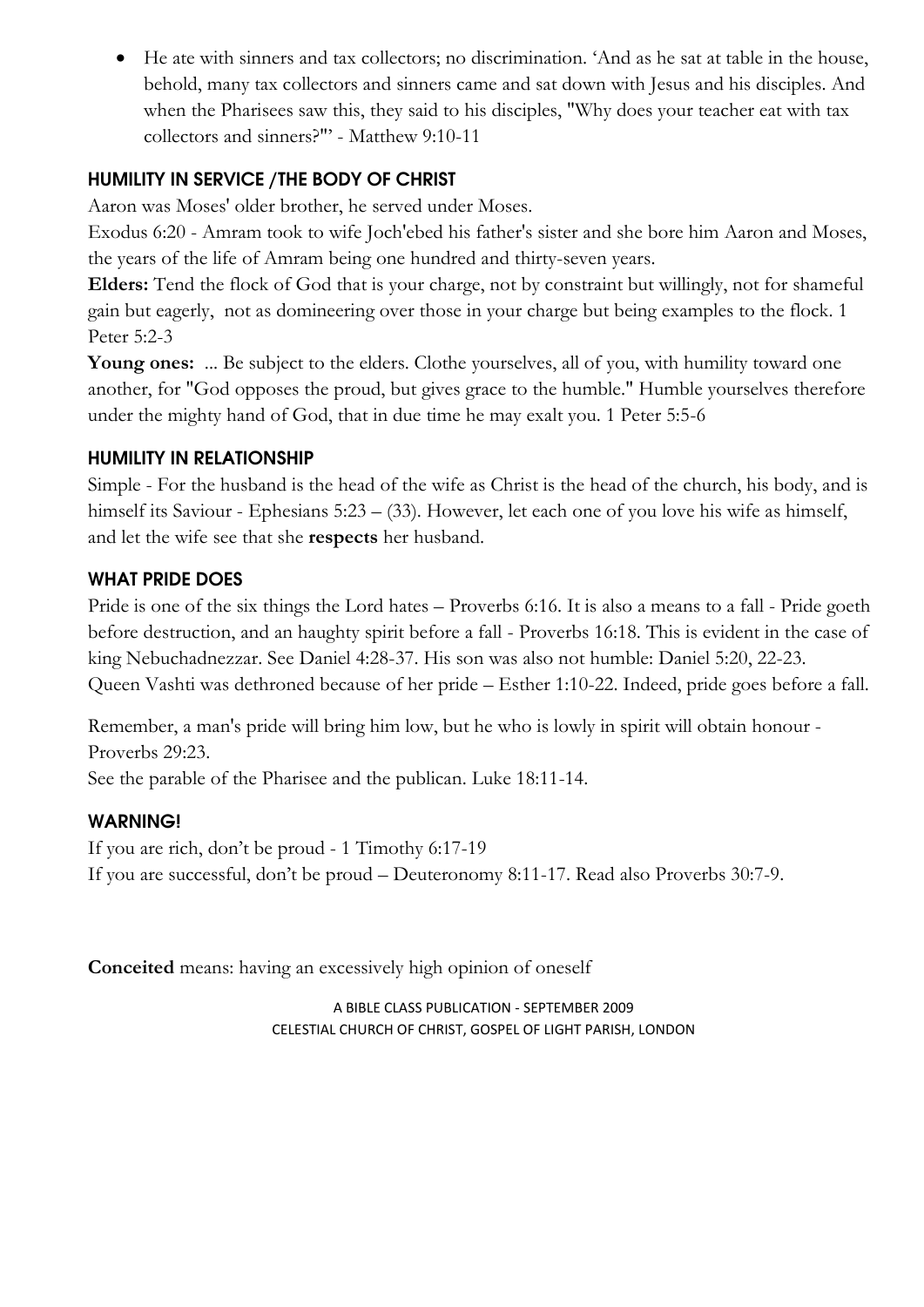- He ate with sinners and tax collectors; no discrimination. 'And as he sat at table in the house, behold, many tax collectors and sinners came and sat down with Jesus and his disciples. And when the Pharisees saw this, they said to his disciples, "Why does your teacher eat with tax collectors and sinners?"' - Matthew 9:10-11

## HUMILITY IN SERVICE /THE BODY OF CHRIST

Aaron was Moses' older brother, he served under Moses.

Exodus 6:20 - Amram took to wife Joch'ebed his father's sister and she bore him Aaron and Moses, the years of the life of Amram being one hundred and thirty-seven years.

**Elders:** Tend the flock of God that is your charge, not by constraint but willingly, not for shameful gain but eagerly, not as domineering over those in your charge but being examples to the flock. 1 Peter 5:2-3

**Young ones:** ... Be subject to the elders. Clothe yourselves, all of you, with humility toward one another, for "God opposes the proud, but gives grace to the humble." Humble yourselves therefore under the mighty hand of God, that in due time he may exalt you. 1 Peter 5:5-6

## HUMILITY IN RELATIONSHIP

Simple - For the husband is the head of the wife as Christ is the head of the church, his body, and is himself its Saviour - Ephesians 5:23 – (33). However, let each one of you love his wife as himself, and let the wife see that she **respects** her husband.

## WHAT PRIDE DOES

Pride is one of the six things the Lord hates – Proverbs 6:16. It is also a means to a fall - Pride goeth before destruction, and an haughty spirit before a fall - Proverbs 16:18. This is evident in the case of king Nebuchadnezzar. See Daniel 4:28-37. His son was also not humble: Daniel 5:20, 22-23. Queen Vashti was dethroned because of her pride – Esther 1:10-22. Indeed, pride goes before a fall.

Remember, a man's pride will bring him low, but he who is lowly in spirit will obtain honour - Proverbs 29:23.

See the parable of the Pharisee and the publican. Luke 18:11-14.

## WARNING!

If you are rich, don't be proud - 1 Timothy 6:17-19

If you are successful, don't be proud – Deuteronomy 8:11-17. Read also Proverbs 30:7-9.

**Conceited** means: having an excessively high opinion of oneself

A BIBLE CLASS PUBLICATION - SEPTEMBER 2009
CELESTIAL CHURCH OF CHRIST, GOSPEL OF LIGHT PARISH, LONDON